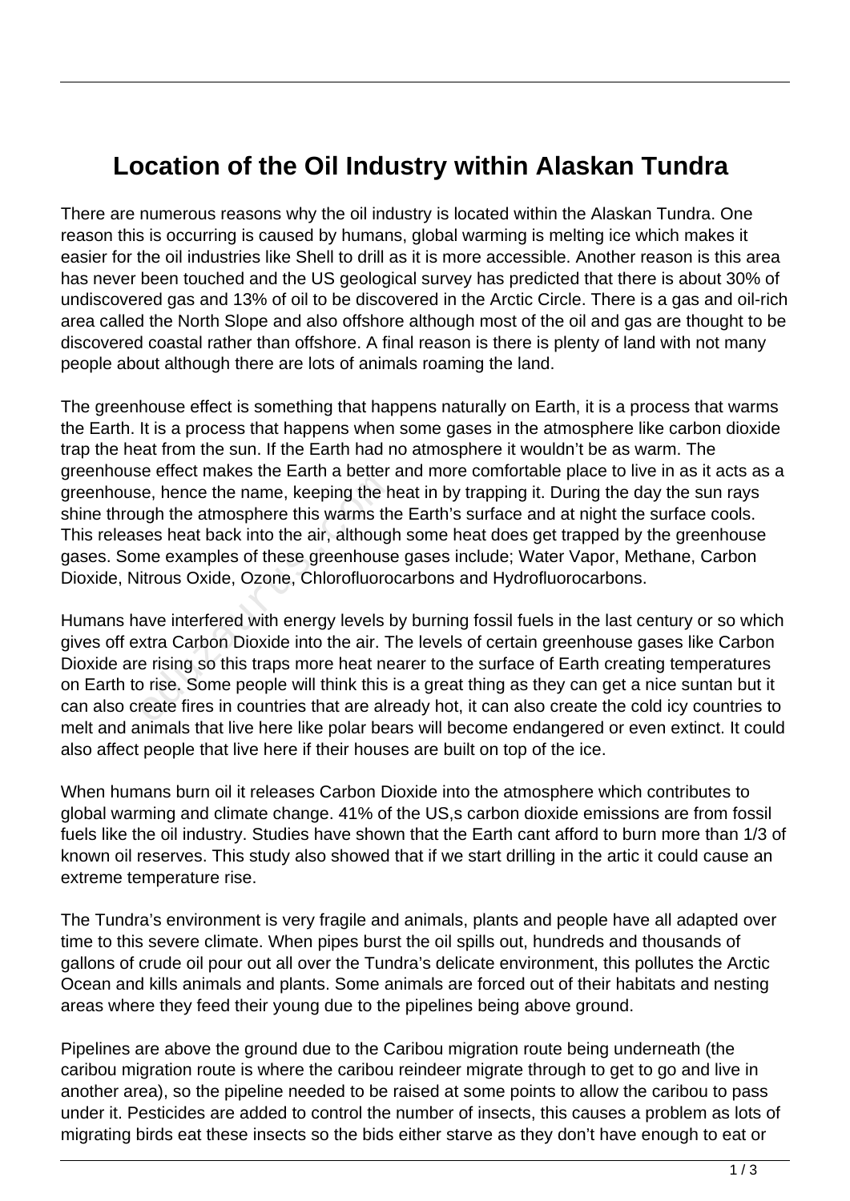# Location of the Oil Industry within Alaskan Tundra

There are numerous reasons why the oil industry is located within the Alaskan Tundra. One reason this is occurring is caused by humans, global warming is melting ice which makes it easier for the oil industries like Shell to drill as it is more accessible. Another reason is this area has never been touched and the US geological survey has predicted that there is about 30% of undiscovered gas and 13% of oil to be discovered in the Arctic Circle. There is a gas and oil-rich area called the North Slope and also offshore although most of the oil and gas are thought to be discovered coastal rather than offshore. A final reason is there is plenty of land with not many people about although there are lots of animals roaming the land.

The greenhouse effect is something that happens naturally on Earth, it is a process that warms the Earth. It is a process that happens when some gases in the atmosphere like carbon dioxide trap the heat from the sun. If the Earth had no atmosphere it wouldn't be as warm. The greenhouse effect makes the Earth a better and more comfortable place to live in as it acts as a greenhouse, hence the name, keeping the heat in by trapping it. During the day the sun rays shine through the atmosphere this warms the Earth's surface and at night the surface cools. This releases heat back into the air, although some heat does get trapped by the greenhouse gases. Some examples of these greenhouse gases include; Water Vapor, Methane, Carbon Dioxide, Nitrous Oxide, Ozone, Chlorofluorocarbons and Hydrofluorocarbons.

Humans have interfered with energy levels by burning fossil fuels in the last century or so which gives off extra Carbon Dioxide into the air. The levels of certain greenhouse gases like Carbon Dioxide are rising so this traps more heat nearer to the surface of Earth creating temperatures on Earth to rise. Some people will think this is a great thing as they can get a nice suntan but it can also create fires in countries that are already hot, it can also create the cold icy countries to melt and animals that live here like polar bears will become endangered or even extinct. It could also affect people that live here if their houses are built on top of the ice.

When humans burn oil it releases Carbon Dioxide into the atmosphere which contributes to global warming and climate change. 41% of the US,s carbon dioxide emissions are from fossil fuels like the oil industry. Studies have shown that the Earth cant afford to burn more than 1/3 of known oil reserves. This study also showed that if we start drilling in the artic it could cause an extreme temperature rise.

The Tundra's environment is very fragile and animals, plants and people have all adapted over time to this severe climate. When pipes burst the oil spills out, hundreds and thousands of gallons of crude oil pour out all over the Tundra's delicate environment, this pollutes the Arctic Ocean and kills animals and plants. Some animals are forced out of their habitats and nesting areas where they feed their young due to the pipelines being above ground.

Pipelines are above the ground due to the Caribou migration route being underneath (the caribou migration route is where the caribou reindeer migrate through to get to go and live in another area), so the pipeline needed to be raised at some points to allow the caribou to pass under it. Pesticides are added to control the number of insects, this causes a problem as lots of migrating birds eat these insects so the bids either starve as they don't have enough to eat or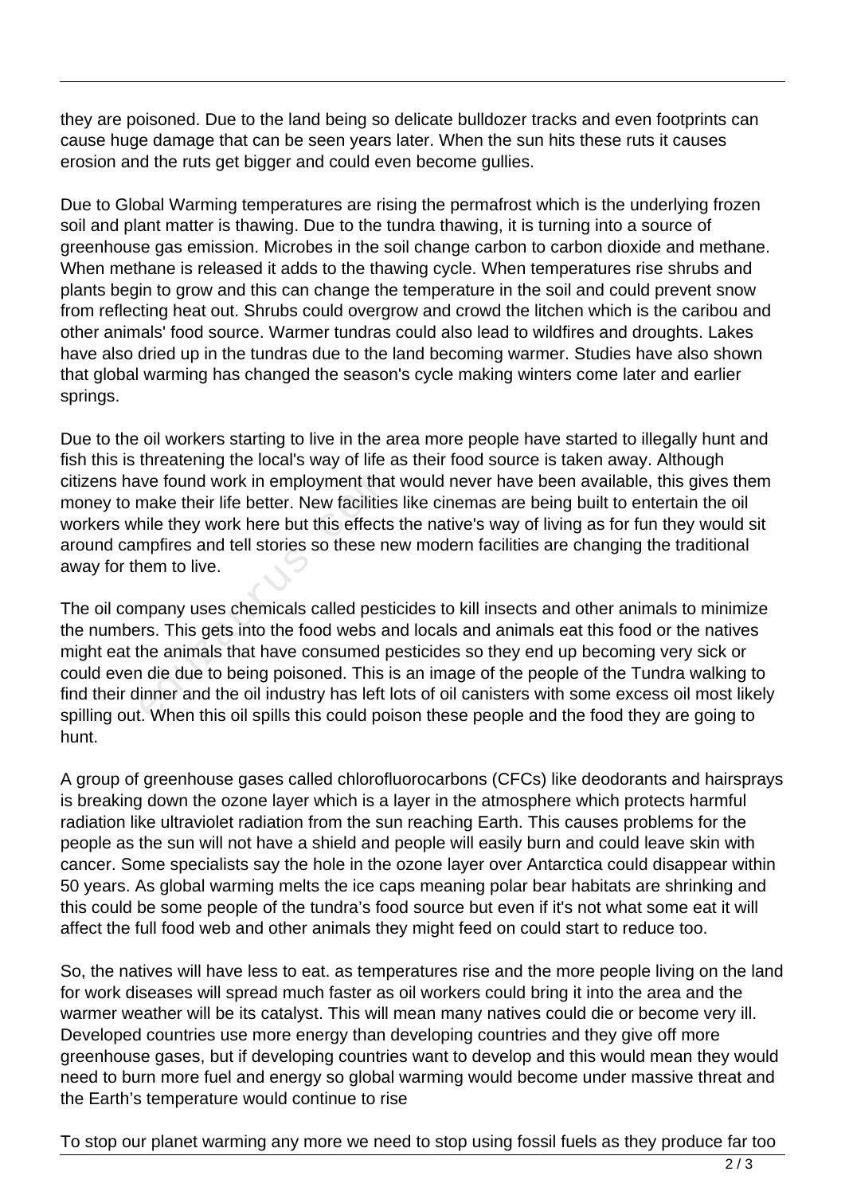they are poisoned. Due to the land being so delicate bulldozer tracks and even footprints can cause huge damage that can be seen years later. When the sun hits these ruts it causes erosion and the ruts get bigger and could even become gullies.

Due to Global Warming temperatures are rising the permafrost which is the underlying frozen soil and plant matter is thawing. Due to the tundra thawing, it is turning into a source of greenhouse gas emission. Microbes in the soil change carbon to carbon dioxide and methane. When methane is released it adds to the thawing cycle. When temperatures rise shrubs and plants begin to grow and this can change the temperature in the soil and could prevent snow from reflecting heat out. Shrubs could overgrow and crowd the litchen which is the caribou and other animals' food source. Warmer tundras could also lead to wildfires and droughts. Lakes have also dried up in the tundras due to the land becoming warmer. Studies have also shown that global warming has changed the season's cycle making winters come later and earlier springs.

Due to the oil workers starting to live in the area more people have started to illegally hunt and fish this is threatening the local's way of life as their food source is taken away. Although citizens have found work in employment that would never have been available, this gives them money to make their life better. New facilities like cinemas are being built to entertain the oil workers while they work here but this effects the native's way of living as for fun they would sit around campfires and tell stories so these new modern facilities are changing the traditional away for them to live.

The oil company uses chemicals called pesticides to kill insects and other animals to minimize the numbers. This gets into the food webs and locals and animals eat this food or the natives might eat the animals that have consumed pesticides so they end up becoming very sick or could even die due to being poisoned. This is an image of the people of the Tundra walking to find their dinner and the oil industry has left lots of oil canisters with some excess oil most likely spilling out. When this oil spills this could poison these people and the food they are going to hunt.

A group of greenhouse gases called chlorofluorocarbons (CFCs) like deodorants and hairsprays is breaking down the ozone layer which is a layer in the atmosphere which protects harmful radiation like ultraviolet radiation from the sun reaching Earth. This causes problems for the people as the sun will not have a shield and people will easily burn and could leave skin with cancer. Some specialists say the hole in the ozone layer over Antarctica could disappear within 50 years. As global warming melts the ice caps meaning polar bear habitats are shrinking and this could be some people of the tundra's food source but even if it's not what some eat it will affect the full food web and other animals they might feed on could start to reduce too.

So, the natives will have less to eat. as temperatures rise and the more people living on the land for work diseases will spread much faster as oil workers could bring it into the area and the warmer weather will be its catalyst. This will mean many natives could die or become very ill. Developed countries use more energy than developing countries and they give off more greenhouse gases, but if developing countries want to develop and this would mean they would need to burn more fuel and energy so global warming would become under massive threat and the Earth's temperature would continue to rise

To stop our planet warming any more we need to stop using fossil fuels as they produce far too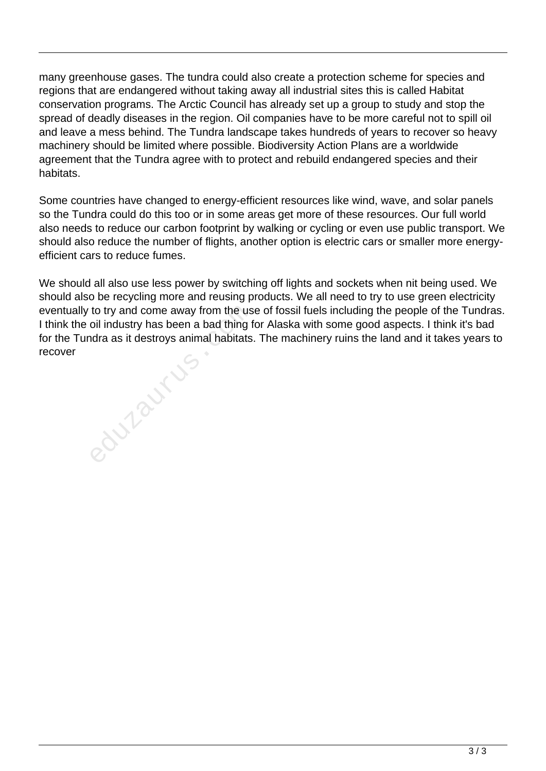many greenhouse gases. The tundra could also create a protection scheme for species and regions that are endangered without taking away all industrial sites this is called Habitat conservation programs. The Arctic Council has already set up a group to study and stop the spread of deadly diseases in the region. Oil companies have to be more careful not to spill oil and leave a mess behind. The Tundra landscape takes hundreds of years to recover so heavy machinery should be limited where possible. Biodiversity Action Plans are a worldwide agreement that the Tundra agree with to protect and rebuild endangered species and their habitats.

Some countries have changed to energy-efficient resources like wind, wave, and solar panels so the Tundra could do this too or in some areas get more of these resources. Our full world also needs to reduce our carbon footprint by walking or cycling or even use public transport. We should also reduce the number of flights, another option is electric cars or smaller more energy-efficient cars to reduce fumes.

We should all also use less power by switching off lights and sockets when nit being used. We should also be recycling more and reusing products. We all need to try to use green electricity eventually to try and come away from the use of fossil fuels including the people of the Tundras. I think the oil industry has been a bad thing for Alaska with some good aspects. I think it's bad for the Tundra as it destroys animal habitats. The machinery ruins the land and it takes years to recover